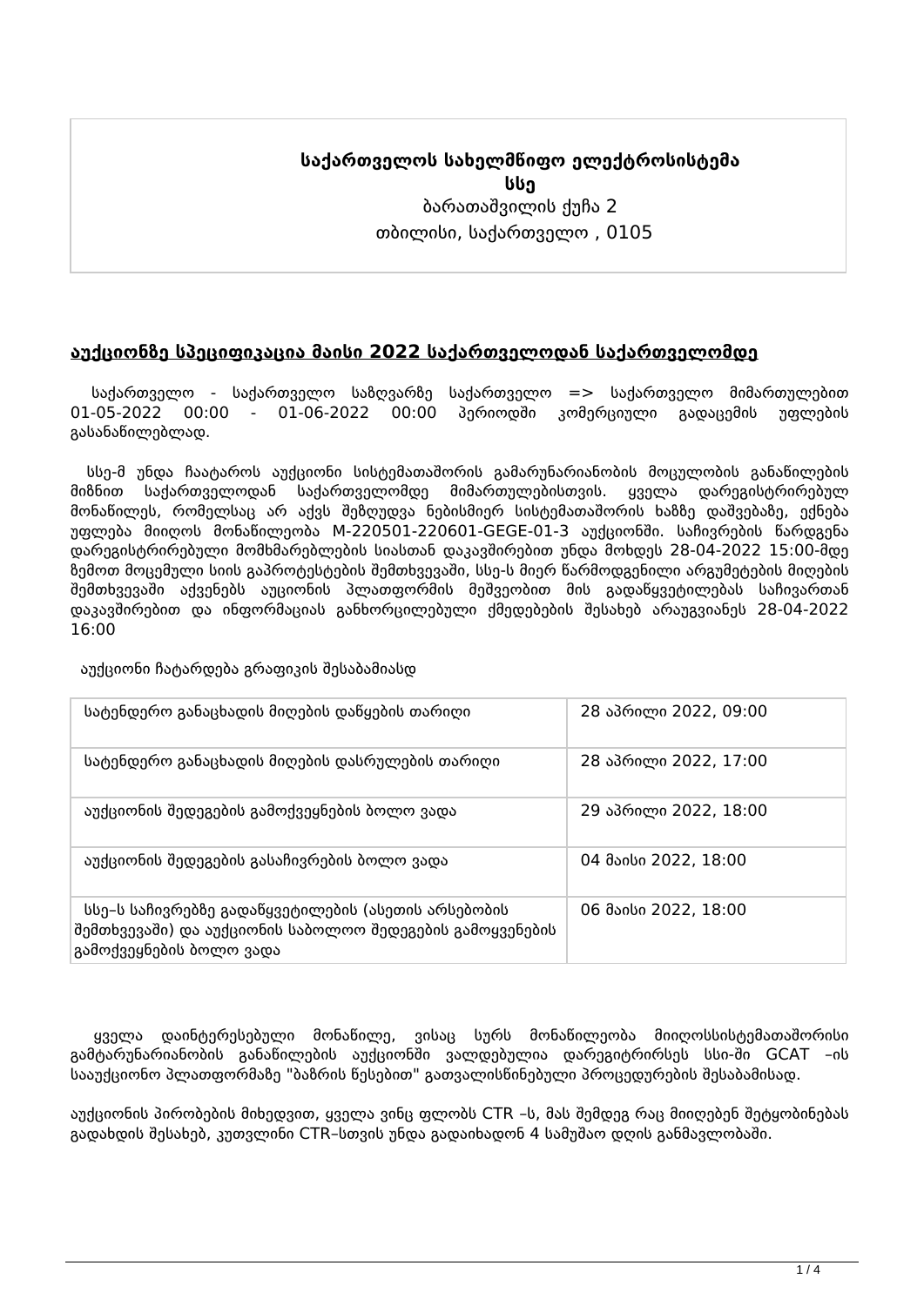**საქართველოს სახელმწიფო ელექტროსისტემა**
**სსე**
ბარათაშვილის ქუჩა 2
თბილისი, საქართველო , 0105

## აუქციონზე სპეციფიკაცია მაისი 2022 საქართველოდან საქართველომდე

საქართველო - საქართველო საზღვარზე საქართველო => საქართველო მიმართულებით 01-05-2022 00:00 - 01-06-2022 00:00 პერიოდში კომერციული გადაცემის უფლების გასანაწილებლად.

სსე-მ უნდა ჩაატაროს აუქციონი სისტემათაშორის გამარუნარიანობის მოცულობის განაწილების მიზნით საქართველოდან საქართველომდე მიმართულებისთვის. ყველა დარეგისტრირებულ მონაწილეს, რომელსაც არ აქვს შეზღუდვა ნებისმიერ სისტემათაშორის ხაზზე დაშვებაზე, ექნება უფლება მიიღოს მონაწილეობა M-220501-220601-GEGE-01-3 აუქციონში. საჩივრების წარდგენა დარეგისტრირებული მომხმარებლების სიასთან დაკავშირებით უნდა მოხდეს 28-04-2022 15:00-მდე ზემოთ მოცემული სიის გაპროტესტების შემთხვევაში, სსე-ს მიერ წარმოდგენილი არგუმენტების მიღების შემთხვევაში აქვენებს აუციონის პლათფორმის მეშვეობით მის გადაწყვეტილებას საჩივართან დაკავშირებით და ინფორმაციას განხორციელებული ქმედებების შესახებ არაუგვიანეს 28-04-2022 16:00

აუქციონი ჩატარდება გრაფიკის შესაბამისად

| | |
|---|---|
| სატენდერო განაცხადის მიღების დაწყების თარიღი | 28 აპრილი 2022, 09:00 |
| სატენდერო განაცხადის მიღების დასრულების თარიღი | 28 აპრილი 2022, 17:00 |
| აუქციონის შედეგების გამოქვეყნების ბოლო ვადა | 29 აპრილი 2022, 18:00 |
| აუქციონის შედეგების გასაჩივრების ბოლო ვადა | 04 მაისი 2022, 18:00 |
| სსე–ს საჩივრებზე გადაწყვეტილების (ასეთის არსებობის შემთხვევაში) და აუქციონის საბოლოო შედეგების გამოყვენების გამოქვეყნების ბოლო ვადა | 06 მაისი 2022, 18:00 |

ყველა დაინტერესებული მონაწილე, ვისაც სურს მონაწილეობა მიიღოსსისტემათაშორისი გამტარუნარიანობის განაწილების აუქციონში ვალდებულია დარეგიტრირსეს სსი-ში GCAT –ის სააუქციონო პლათფორმაზე "ბაზრის წესებით" გათვალისწინებული პროცედურების შესაბამისად.

აუქციონის პირობების მიხედვით, ყველა ვინც ფლობს CTR –ს, მას შემდეგ რაც მიიღებენ შეტყობინებას გადახდის შესახებ, კუთვლინი CTR–სთვის უნდა გადაიხადონ 4 სამუშაო დღის განმავლობაში.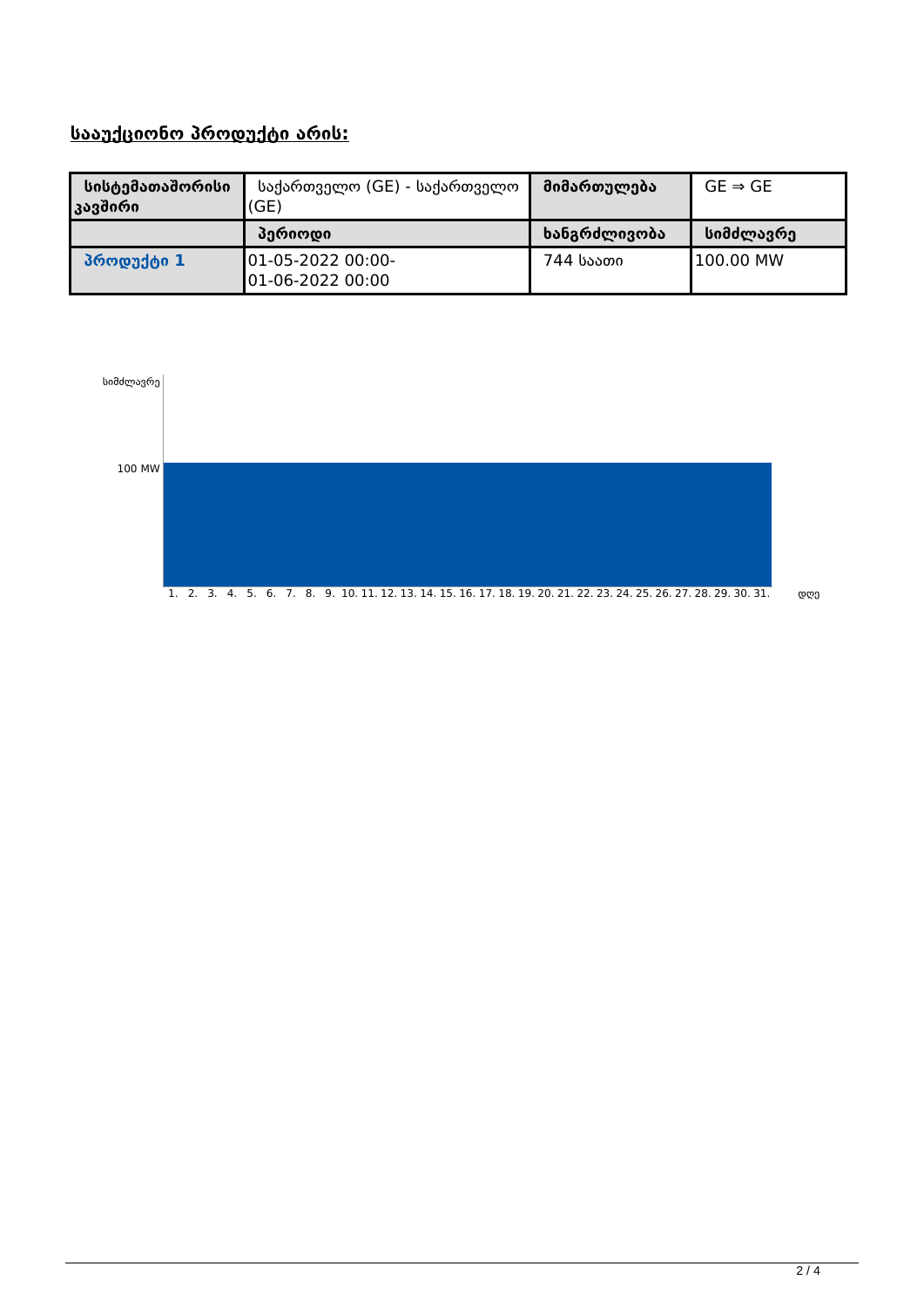## **სააუქციონო პროდუქტი არის:**

| სისტემათაშორისი კავშირი | საქართველო (GE) - საქართველო (GE) | მიმართულება | GE ⇒ GE |
|---|---|---|---|
| | **პერიოდი** | **ხანგრძლივობა** | **სიმძლავრე** |
| **პროდუქტი 1** | 01-05-2022 00:00-01-06-2022 00:00 | 744 საათი | 100.00 MW |

სიმძლავრე

100 MW

1. 2. 3. 4. 5. 6. 7. 8. 9. 10. 11. 12. 13. 14. 15. 16. 17. 18. 19. 20. 21. 22. 23. 24. 25. 26. 27. 28. 29. 30. 31.

დღე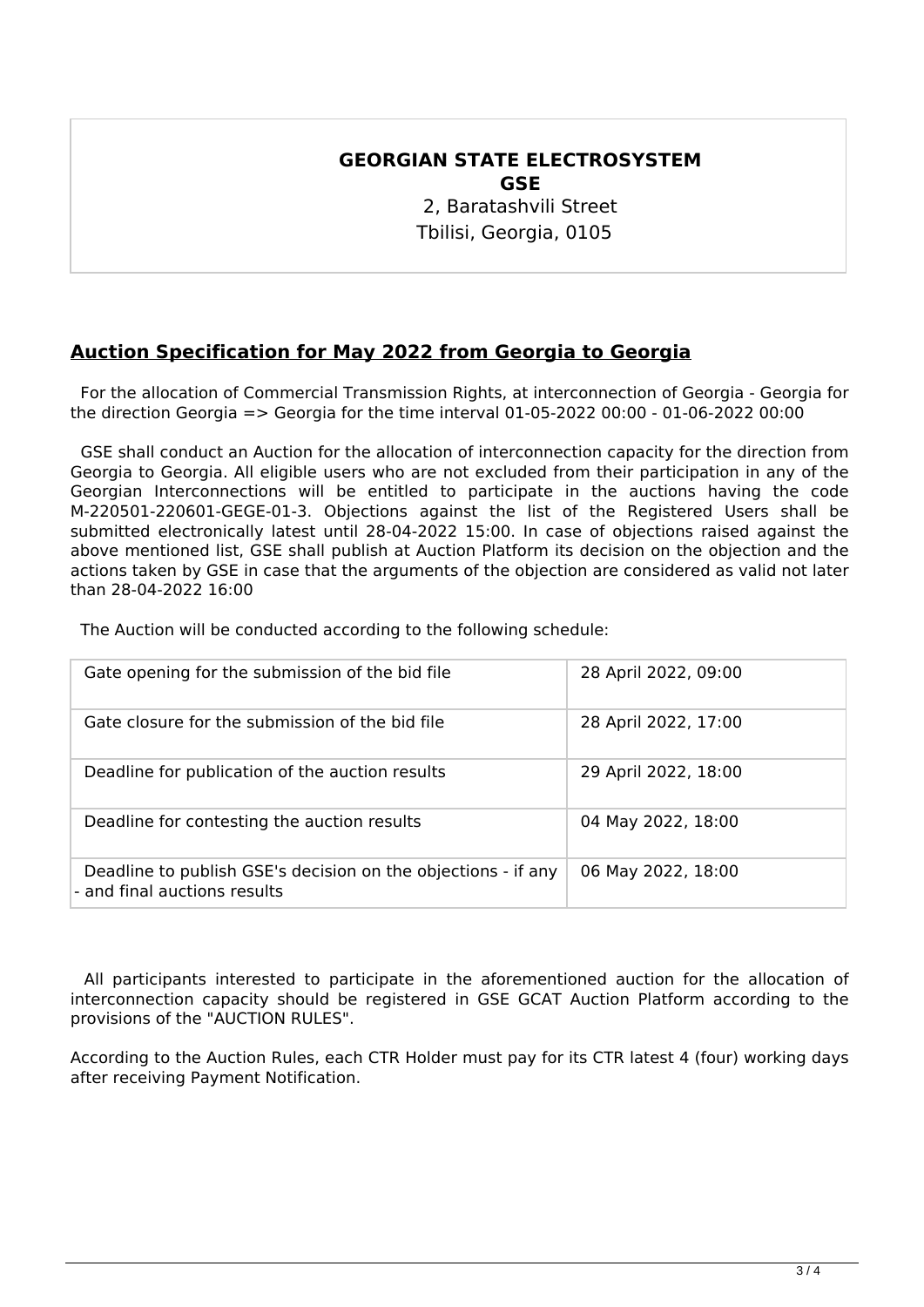**GEORGIAN STATE ELECTROSYSTEM**
**GSE**
2, Baratashvili Street
Tbilisi, Georgia, 0105

## Auction Specification for May 2022 from Georgia to Georgia

For the allocation of Commercial Transmission Rights, at interconnection of Georgia - Georgia for the direction Georgia => Georgia for the time interval 01-05-2022 00:00 - 01-06-2022 00:00

GSE shall conduct an Auction for the allocation of interconnection capacity for the direction from Georgia to Georgia. All eligible users who are not excluded from their participation in any of the Georgian Interconnections will be entitled to participate in the auctions having the code M-220501-220601-GEGE-01-3. Objections against the list of the Registered Users shall be submitted electronically latest until 28-04-2022 15:00. In case of objections raised against the above mentioned list, GSE shall publish at Auction Platform its decision on the objection and the actions taken by GSE in case that the arguments of the objection are considered as valid not later than 28-04-2022 16:00

The Auction will be conducted according to the following schedule:

| | |
|---|---|
| Gate opening for the submission of the bid file | 28 April 2022, 09:00 |
| Gate closure for the submission of the bid file | 28 April 2022, 17:00 |
| Deadline for publication of the auction results | 29 April 2022, 18:00 |
| Deadline for contesting the auction results | 04 May 2022, 18:00 |
| Deadline to publish GSE's decision on the objections - if any - and final auctions results | 06 May 2022, 18:00 |

All participants interested to participate in the aforementioned auction for the allocation of interconnection capacity should be registered in GSE GCAT Auction Platform according to the provisions of the "AUCTION RULES".

According to the Auction Rules, each CTR Holder must pay for its CTR latest 4 (four) working days after receiving Payment Notification.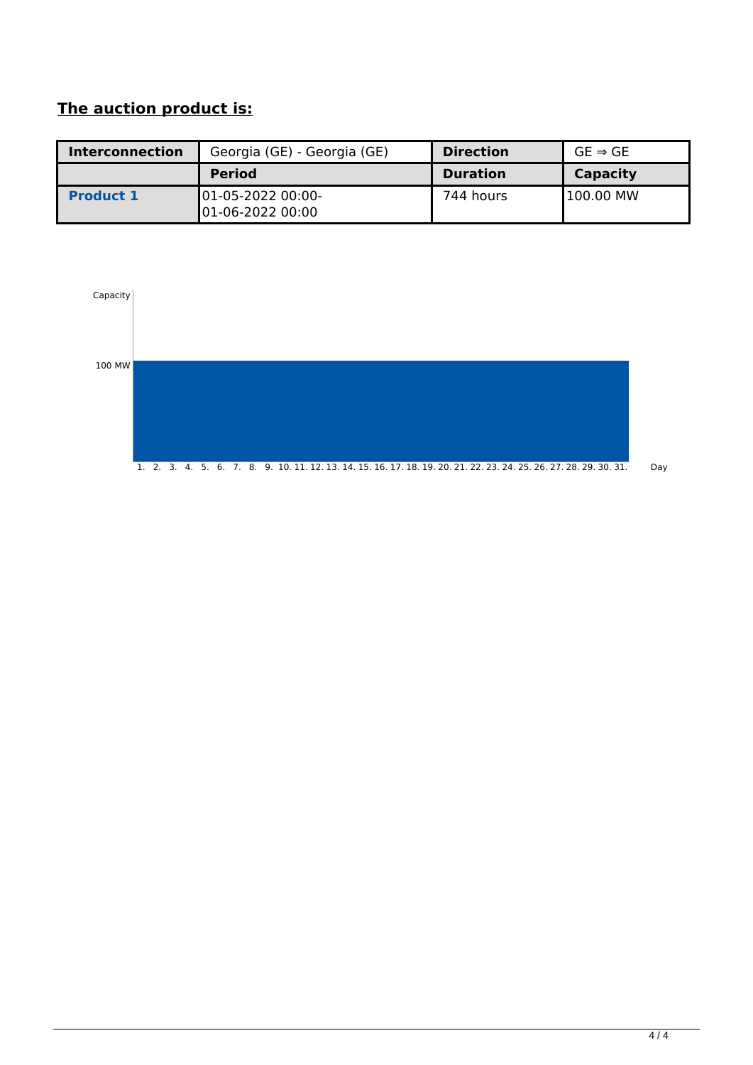## The auction product is:

| Interconnection | Georgia (GE) - Georgia (GE) | Direction | GE ⇒ GE |
|---|---|---|---|
| | **Period** | **Duration** | **Capacity** |
| **Product 1** | 01-05-2022 00:00-<br>01-06-2022 00:00 | 744 hours | 100.00 MW |

Capacity

100 MW

1. 2. 3. 4. 5. 6. 7. 8. 9. 10. 11. 12. 13. 14. 15. 16. 17. 18. 19. 20. 21. 22. 23. 24. 25. 26. 27. 28. 29. 30. 31.

Day